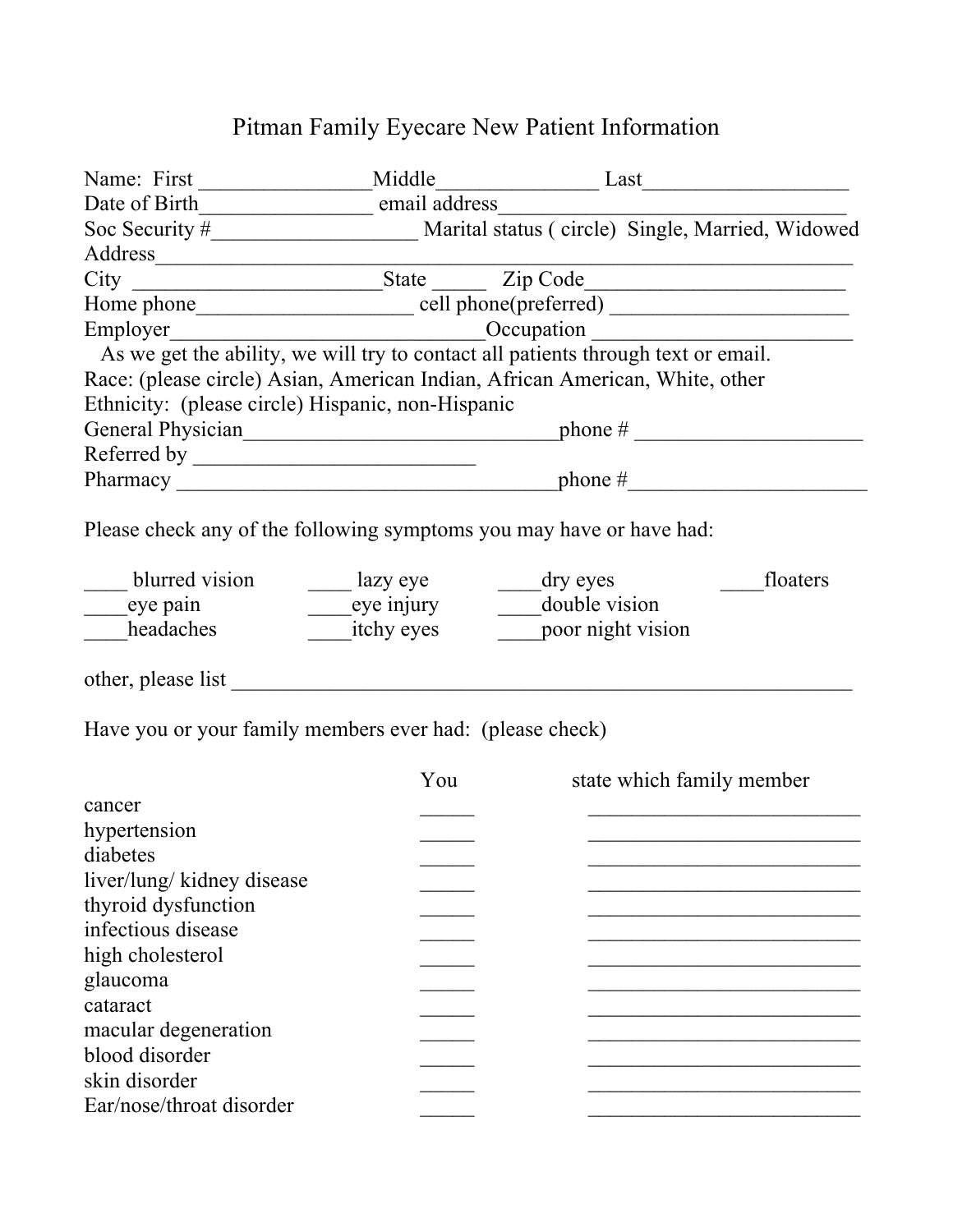# Pitman Family Eyecare New Patient Information

Name: First ________________Middle_______________ Last___________________
Date of Birth________________ email address________________________________
Soc Security #___________________ Marital status ( circle) Single, Married, Widowed
Address__________________________________________________________________
City _______________________State _____ Zip Code_________________________
Home phone____________________ cell phone(preferred) _______________________
Employer_____________________________Occupation ________________________

As we get the ability, we will try to contact all patients through text or email.

Race: (please circle) Asian, American Indian, African American, White, other
Ethnicity: (please circle) Hispanic, non-Hispanic
General Physician______________________________phone # ______________________
Referred by __________________________
Pharmacy ____________________________________phone #______________________

Please check any of the following symptoms you may have or have had:

____ blurred vision ____ lazy eye ____dry eyes ____floaters
____eye pain ____eye injury ____double vision
____headaches ____itchy eyes ____poor night vision

other, please list ___________________________________________________________

Have you or your family members ever had: (please check)

| | You | state which family member |
|---|---|---|
| cancer | _____ | __________________________ |
| hypertension | _____ | __________________________ |
| diabetes | _____ | __________________________ |
| liver/lung/ kidney disease | _____ | __________________________ |
| thyroid dysfunction | _____ | __________________________ |
| infectious disease | _____ | __________________________ |
| high cholesterol | _____ | __________________________ |
| glaucoma | _____ | __________________________ |
| cataract | _____ | __________________________ |
| macular degeneration | _____ | __________________________ |
| blood disorder | _____ | __________________________ |
| skin disorder | _____ | __________________________ |
| Ear/nose/throat disorder | _____ | __________________________ |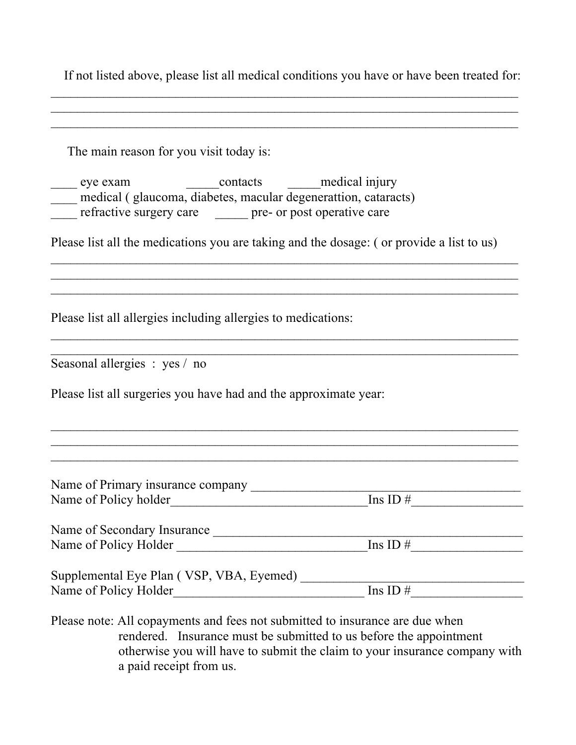If not listed above, please list all medical conditions you have or have been treated for:

___________________________________________________________________________
___________________________________________________________________________
___________________________________________________________________________

The main reason for you visit today is:

____ eye exam _____contacts _____medical injury
____ medical ( glaucoma, diabetes, macular degenerattion, cataracts)
____ refractive surgery care _____ pre- or post operative care

Please list all the medications you are taking and the dosage: ( or provide a list to us)

___________________________________________________________________________
___________________________________________________________________________
___________________________________________________________________________

Please list all allergies including allergies to medications:

___________________________________________________________________________
___________________________________________________________________________

Seasonal allergies : yes / no

Please list all surgeries you have had and the approximate year:

___________________________________________________________________________
___________________________________________________________________________
___________________________________________________________________________

Name of Primary insurance company ___________________________________________
Name of Policy holder______________________________Ins ID #_________________

Name of Secondary Insurance _______________________________________________
Name of Policy Holder _____________________________Ins ID #_________________

Supplemental Eye Plan ( VSP, VBA, Eyemed) __________________________________
Name of Policy Holder_____________________________ Ins ID #_________________

Please note: All copayments and fees not submitted to insurance are due when rendered. Insurance must be submitted to us before the appointment otherwise you will have to submit the claim to your insurance company with a paid receipt from us.